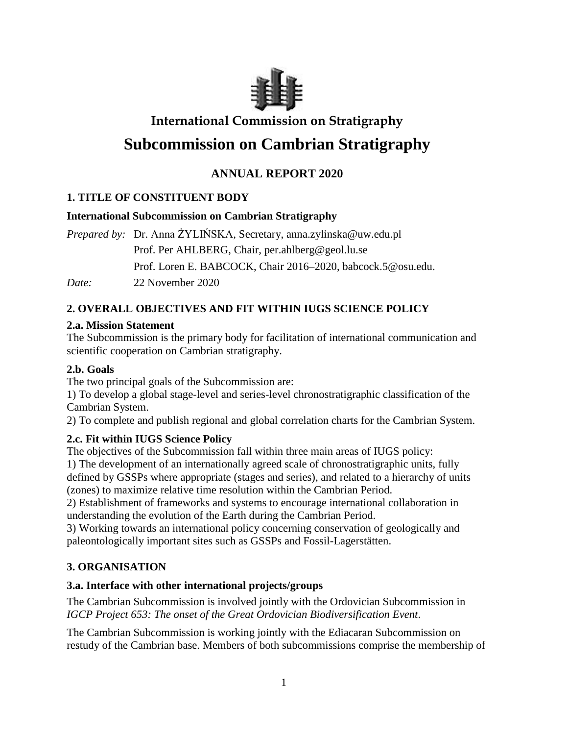## International Commission on Stratigraphy

# Subcommission on Cambrian Stratigraphy

## ANNUAL REPORT 2020

### 1. TITLE OF CONSTITUENT BODY

**International Subcommission on Cambrian Stratigraphy**

*Prepared by:* Dr. Anna ŻYLIŃSKA, Secretary, anna.zylinska@uw.edu.pl
Prof. Per AHLBERG, Chair, per.ahlberg@geol.lu.se
Prof. Loren E. BABCOCK, Chair 2016–2020, babcock.5@osu.edu.

*Date:* 22 November 2020

### 2. OVERALL OBJECTIVES AND FIT WITHIN IUGS SCIENCE POLICY

#### 2.a. Mission Statement

The Subcommission is the primary body for facilitation of international communication and scientific cooperation on Cambrian stratigraphy.

#### 2.b. Goals

The two principal goals of the Subcommission are:

1) To develop a global stage-level and series-level chronostratigraphic classification of the Cambrian System.
2) To complete and publish regional and global correlation charts for the Cambrian System.

#### 2.c. Fit within IUGS Science Policy

The objectives of the Subcommission fall within three main areas of IUGS policy:

1) The development of an internationally agreed scale of chronostratigraphic units, fully defined by GSSPs where appropriate (stages and series), and related to a hierarchy of units (zones) to maximize relative time resolution within the Cambrian Period.
2) Establishment of frameworks and systems to encourage international collaboration in understanding the evolution of the Earth during the Cambrian Period.
3) Working towards an international policy concerning conservation of geologically and paleontologically important sites such as GSSPs and Fossil-Lagerstätten.

### 3. ORGANISATION

#### 3.a. Interface with other international projects/groups

The Cambrian Subcommission is involved jointly with the Ordovician Subcommission in *IGCP Project 653: The onset of the Great Ordovician Biodiversification Event*.

The Cambrian Subcommission is working jointly with the Ediacaran Subcommission on restudy of the Cambrian base. Members of both subcommissions comprise the membership of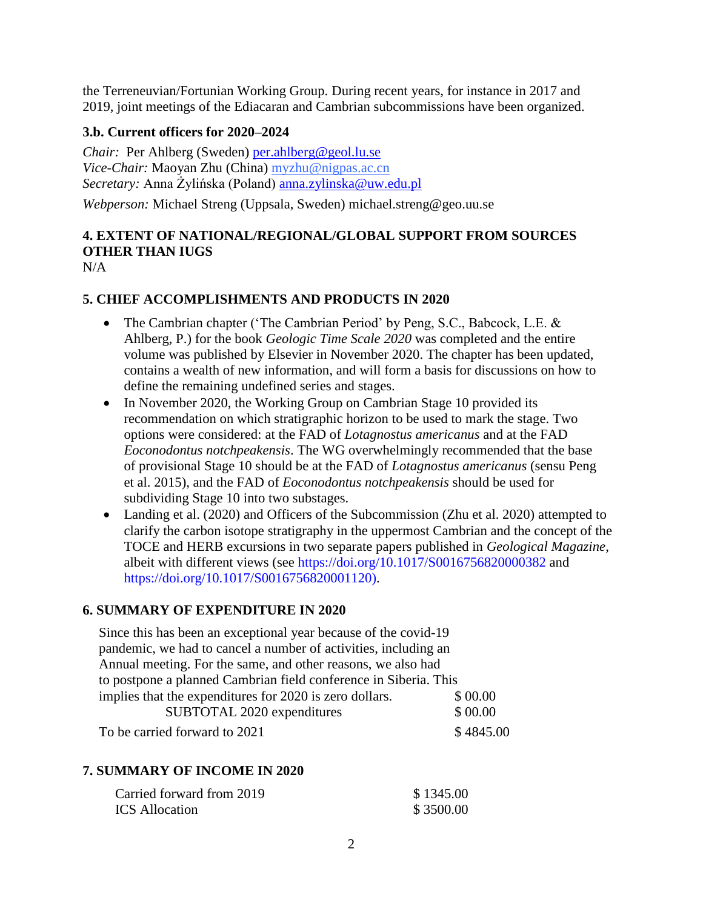the Terreneuvian/Fortunian Working Group. During recent years, for instance in 2017 and 2019, joint meetings of the Ediacaran and Cambrian subcommissions have been organized.

### 3.b. Current officers for 2020–2024

*Chair:* Per Ahlberg (Sweden) per.ahlberg@geol.lu.se
*Vice-Chair:* Maoyan Zhu (China) myzhu@nigpas.ac.cn
*Secretary:* Anna Żylińska (Poland) anna.zylinska@uw.edu.pl

*Webperson:* Michael Streng (Uppsala, Sweden) michael.streng@geo.uu.se

## 4. EXTENT OF NATIONAL/REGIONAL/GLOBAL SUPPORT FROM SOURCES OTHER THAN IUGS

N/A

## 5. CHIEF ACCOMPLISHMENTS AND PRODUCTS IN 2020

- The Cambrian chapter ('The Cambrian Period' by Peng, S.C., Babcock, L.E. & Ahlberg, P.) for the book *Geologic Time Scale 2020* was completed and the entire volume was published by Elsevier in November 2020. The chapter has been updated, contains a wealth of new information, and will form a basis for discussions on how to define the remaining undefined series and stages.
- In November 2020, the Working Group on Cambrian Stage 10 provided its recommendation on which stratigraphic horizon to be used to mark the stage. Two options were considered: at the FAD of *Lotagnostus americanus* and at the FAD *Eoconodontus notchpeakensis*. The WG overwhelmingly recommended that the base of provisional Stage 10 should be at the FAD of *Lotagnostus americanus* (sensu Peng et al. 2015), and the FAD of *Eoconodontus notchpeakensis* should be used for subdividing Stage 10 into two substages.
- Landing et al. (2020) and Officers of the Subcommission (Zhu et al. 2020) attempted to clarify the carbon isotope stratigraphy in the uppermost Cambrian and the concept of the TOCE and HERB excursions in two separate papers published in *Geological Magazine*, albeit with different views (see https://doi.org/10.1017/S0016756820000382 and https://doi.org/10.1017/S0016756820001120).

## 6. SUMMARY OF EXPENDITURE IN 2020

| | |
|---|---|
| Since this has been an exceptional year because of the covid-19 pandemic, we had to cancel a number of activities, including an Annual meeting. For the same, and other reasons, we also had to postpone a planned Cambrian field conference in Siberia. This implies that the expenditures for 2020 is zero dollars. | $ 00.00 |
| SUBTOTAL 2020 expenditures | $ 00.00 |
| To be carried forward to 2021 | $ 4845.00 |

## 7. SUMMARY OF INCOME IN 2020

| | |
|---|---|
| Carried forward from 2019 | $ 1345.00 |
| ICS Allocation | $ 3500.00 |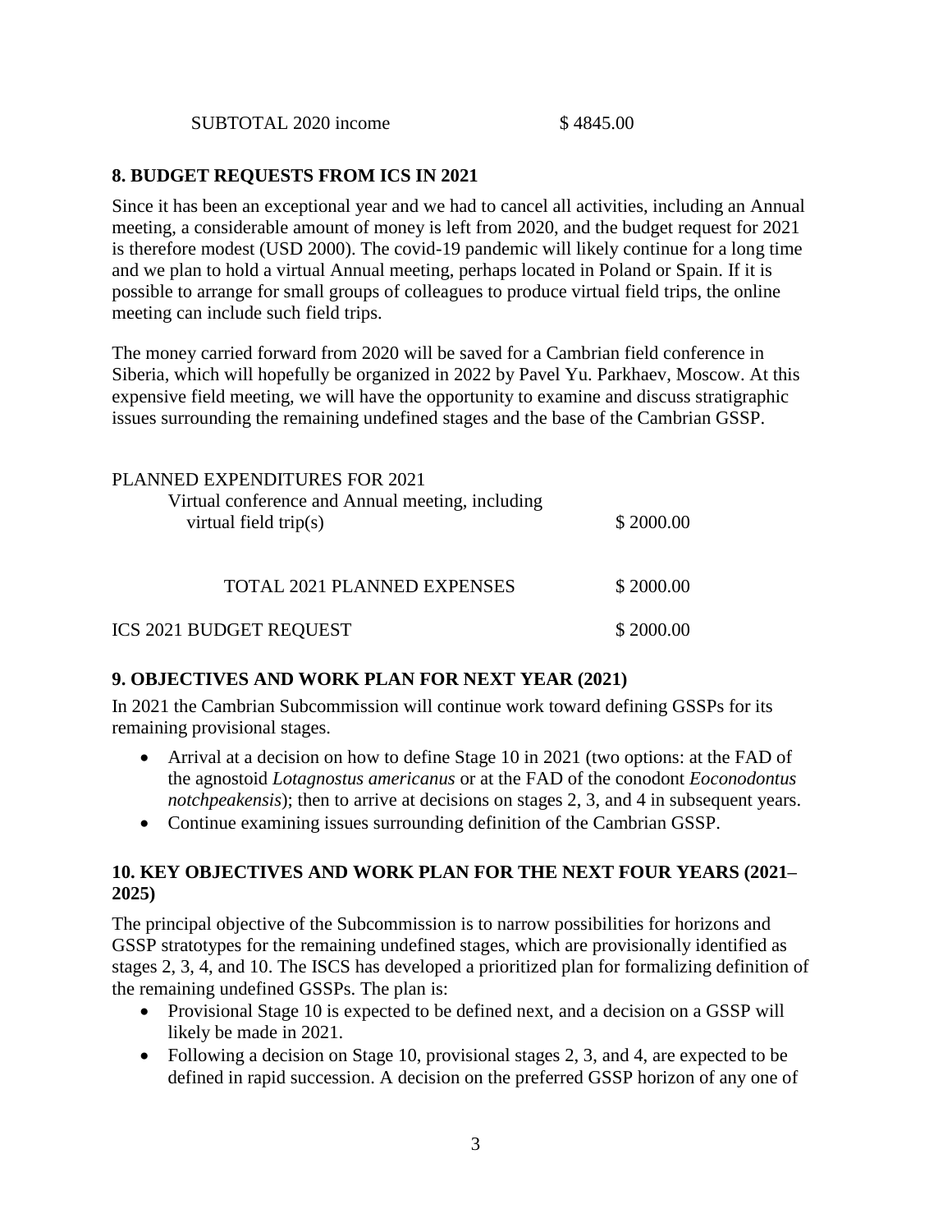| | |
|---|---|
| SUBTOTAL 2020 income | $ 4845.00 |

## 8. BUDGET REQUESTS FROM ICS IN 2021

Since it has been an exceptional year and we had to cancel all activities, including an Annual meeting, a considerable amount of money is left from 2020, and the budget request for 2021 is therefore modest (USD 2000). The covid-19 pandemic will likely continue for a long time and we plan to hold a virtual Annual meeting, perhaps located in Poland or Spain. If it is possible to arrange for small groups of colleagues to produce virtual field trips, the online meeting can include such field trips.

The money carried forward from 2020 will be saved for a Cambrian field conference in Siberia, which will hopefully be organized in 2022 by Pavel Yu. Parkhaev, Moscow. At this expensive field meeting, we will have the opportunity to examine and discuss stratigraphic issues surrounding the remaining undefined stages and the base of the Cambrian GSSP.

| PLANNED EXPENDITURES FOR 2021 | |
|---|---|
| Virtual conference and Annual meeting, including virtual field trip(s) | $ 2000.00 |
| TOTAL 2021 PLANNED EXPENSES | $ 2000.00 |
| ICS 2021 BUDGET REQUEST | $ 2000.00 |

## 9. OBJECTIVES AND WORK PLAN FOR NEXT YEAR (2021)

In 2021 the Cambrian Subcommission will continue work toward defining GSSPs for its remaining provisional stages.

- Arrival at a decision on how to define Stage 10 in 2021 (two options: at the FAD of the agnostoid *Lotagnostus americanus* or at the FAD of the conodont *Eoconodontus notchpeakensis*); then to arrive at decisions on stages 2, 3, and 4 in subsequent years.
- Continue examining issues surrounding definition of the Cambrian GSSP.

## 10. KEY OBJECTIVES AND WORK PLAN FOR THE NEXT FOUR YEARS (2021–2025)

The principal objective of the Subcommission is to narrow possibilities for horizons and GSSP stratotypes for the remaining undefined stages, which are provisionally identified as stages 2, 3, 4, and 10. The ISCS has developed a prioritized plan for formalizing definition of the remaining undefined GSSPs. The plan is:

- Provisional Stage 10 is expected to be defined next, and a decision on a GSSP will likely be made in 2021.
- Following a decision on Stage 10, provisional stages 2, 3, and 4, are expected to be defined in rapid succession. A decision on the preferred GSSP horizon of any one of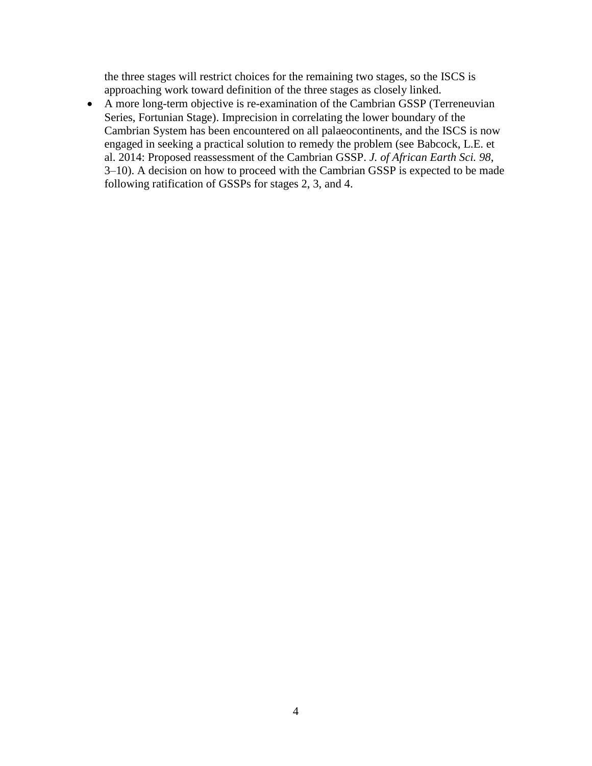the three stages will restrict choices for the remaining two stages, so the ISCS is approaching work toward definition of the three stages as closely linked.

- A more long-term objective is re-examination of the Cambrian GSSP (Terreneuvian Series, Fortunian Stage). Imprecision in correlating the lower boundary of the Cambrian System has been encountered on all palaeocontinents, and the ISCS is now engaged in seeking a practical solution to remedy the problem (see Babcock, L.E. et al. 2014: Proposed reassessment of the Cambrian GSSP. *J. of African Earth Sci. 98*, 3–10). A decision on how to proceed with the Cambrian GSSP is expected to be made following ratification of GSSPs for stages 2, 3, and 4.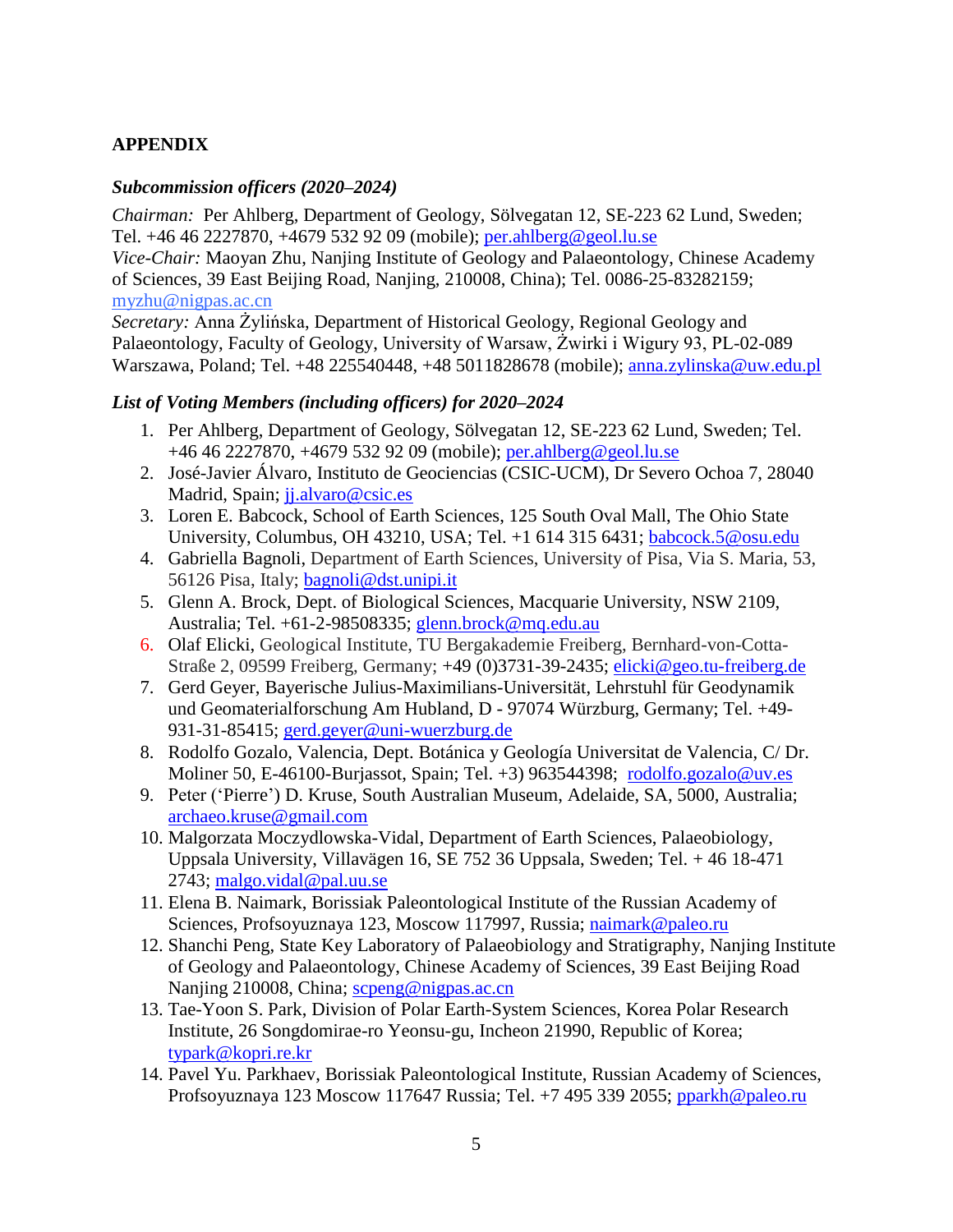## APPENDIX

### *Subcommission officers (2020–2024)*

*Chairman:* Per Ahlberg, Department of Geology, Sölvegatan 12, SE-223 62 Lund, Sweden; Tel. +46 46 2227870, +4679 532 92 09 (mobile); per.ahlberg@geol.lu.se
*Vice-Chair:* Maoyan Zhu, Nanjing Institute of Geology and Palaeontology, Chinese Academy of Sciences, 39 East Beijing Road, Nanjing, 210008, China); Tel. 0086-25-83282159; myzhu@nigpas.ac.cn
*Secretary:* Anna Żylińska, Department of Historical Geology, Regional Geology and Palaeontology, Faculty of Geology, University of Warsaw, Żwirki i Wigury 93, PL-02-089 Warszawa, Poland; Tel. +48 225540448, +48 5011828678 (mobile); anna.zylinska@uw.edu.pl

### *List of Voting Members (including officers) for 2020–2024*

1. Per Ahlberg, Department of Geology, Sölvegatan 12, SE-223 62 Lund, Sweden; Tel. +46 46 2227870, +4679 532 92 09 (mobile); per.ahlberg@geol.lu.se
2. José-Javier Álvaro, Instituto de Geociencias (CSIC-UCM), Dr Severo Ochoa 7, 28040 Madrid, Spain; jj.alvaro@csic.es
3. Loren E. Babcock, School of Earth Sciences, 125 South Oval Mall, The Ohio State University, Columbus, OH 43210, USA; Tel. +1 614 315 6431; babcock.5@osu.edu
4. Gabriella Bagnoli, Department of Earth Sciences, University of Pisa, Via S. Maria, 53, 56126 Pisa, Italy; bagnoli@dst.unipi.it
5. Glenn A. Brock, Dept. of Biological Sciences, Macquarie University, NSW 2109, Australia; Tel. +61-2-98508335; glenn.brock@mq.edu.au
6. Olaf Elicki, Geological Institute, TU Bergakademie Freiberg, Bernhard-von-Cotta-Straße 2, 09599 Freiberg, Germany; +49 (0)3731-39-2435; elicki@geo.tu-freiberg.de
7. Gerd Geyer, Bayerische Julius-Maximilians-Universität, Lehrstuhl für Geodynamik und Geomaterialforschung Am Hubland, D - 97074 Würzburg, Germany; Tel. +49-931-31-85415; gerd.geyer@uni-wuerzburg.de
8. Rodolfo Gozalo, Valencia, Dept. Botánica y Geología Universitat de Valencia, C/ Dr. Moliner 50, E-46100-Burjassot, Spain; Tel. +3) 963544398; rodolfo.gozalo@uv.es
9. Peter ('Pierre') D. Kruse, South Australian Museum, Adelaide, SA, 5000, Australia; archaeo.kruse@gmail.com
10. Malgorzata Moczydlowska-Vidal, Department of Earth Sciences, Palaeobiology, Uppsala University, Villavägen 16, SE 752 36 Uppsala, Sweden; Tel. + 46 18-471 2743; malgo.vidal@pal.uu.se
11. Elena B. Naimark, Borissiak Paleontological Institute of the Russian Academy of Sciences, Profsoyuznaya 123, Moscow 117997, Russia; naimark@paleo.ru
12. Shanchi Peng, State Key Laboratory of Palaeobiology and Stratigraphy, Nanjing Institute of Geology and Palaeontology, Chinese Academy of Sciences, 39 East Beijing Road Nanjing 210008, China; scpeng@nigpas.ac.cn
13. Tae-Yoon S. Park, Division of Polar Earth-System Sciences, Korea Polar Research Institute, 26 Songdomirae-ro Yeonsu-gu, Incheon 21990, Republic of Korea; typark@kopri.re.kr
14. Pavel Yu. Parkhaev, Borissiak Paleontological Institute, Russian Academy of Sciences, Profsoyuznaya 123 Moscow 117647 Russia; Tel. +7 495 339 2055; pparkh@paleo.ru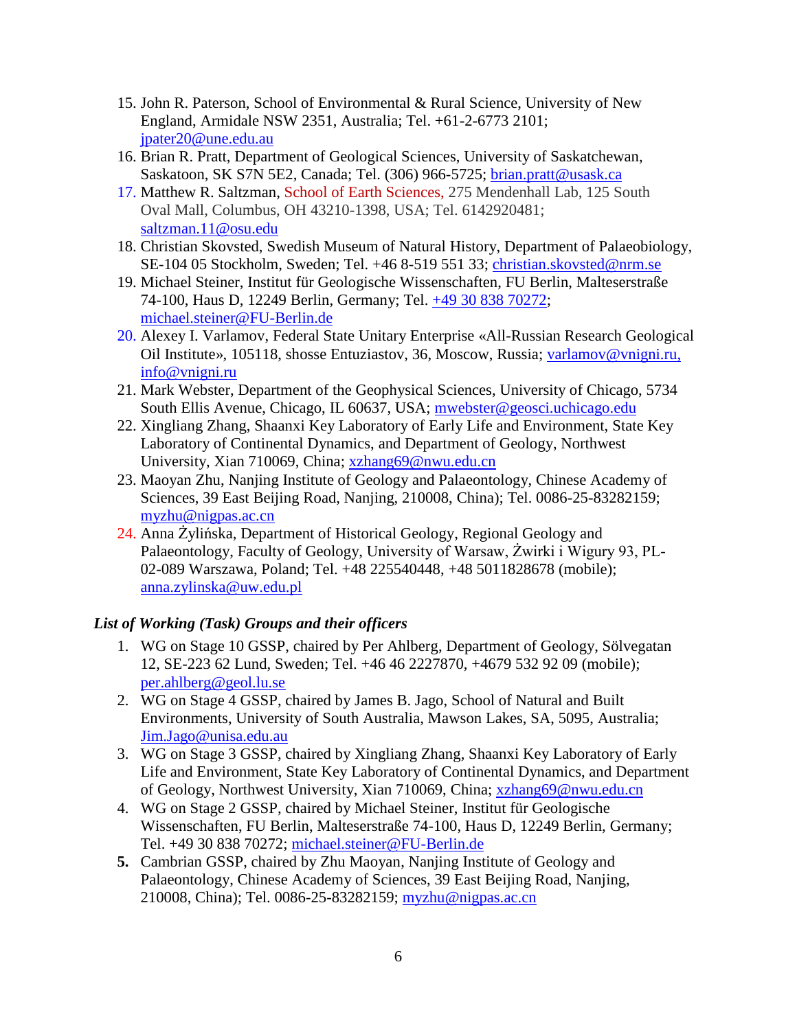15. John R. Paterson, School of Environmental & Rural Science, University of New England, Armidale NSW 2351, Australia; Tel. +61-2-6773 2101; jpater20@une.edu.au
16. Brian R. Pratt, Department of Geological Sciences, University of Saskatchewan, Saskatoon, SK S7N 5E2, Canada; Tel. (306) 966-5725; brian.pratt@usask.ca
17. Matthew R. Saltzman, School of Earth Sciences, 275 Mendenhall Lab, 125 South Oval Mall, Columbus, OH 43210-1398, USA; Tel. 6142920481; saltzman.11@osu.edu
18. Christian Skovsted, Swedish Museum of Natural History, Department of Palaeobiology, SE-104 05 Stockholm, Sweden; Tel. +46 8-519 551 33; christian.skovsted@nrm.se
19. Michael Steiner, Institut für Geologische Wissenschaften, FU Berlin, Malteserstraße 74-100, Haus D, 12249 Berlin, Germany; Tel. +49 30 838 70272; michael.steiner@FU-Berlin.de
20. Alexey I. Varlamov, Federal State Unitary Enterprise «All-Russian Research Geological Oil Institute», 105118, shosse Entuziastov, 36, Moscow, Russia; varlamov@vnigni.ru, info@vnigni.ru
21. Mark Webster, Department of the Geophysical Sciences, University of Chicago, 5734 South Ellis Avenue, Chicago, IL 60637, USA; mwebster@geosci.uchicago.edu
22. Xingliang Zhang, Shaanxi Key Laboratory of Early Life and Environment, State Key Laboratory of Continental Dynamics, and Department of Geology, Northwest University, Xian 710069, China; xzhang69@nwu.edu.cn
23. Maoyan Zhu, Nanjing Institute of Geology and Palaeontology, Chinese Academy of Sciences, 39 East Beijing Road, Nanjing, 210008, China); Tel. 0086-25-83282159; myzhu@nigpas.ac.cn
24. Anna Żylińska, Department of Historical Geology, Regional Geology and Palaeontology, Faculty of Geology, University of Warsaw, Żwirki i Wigury 93, PL-02-089 Warszawa, Poland; Tel. +48 225540448, +48 5011828678 (mobile); anna.zylinska@uw.edu.pl

### *List of Working (Task) Groups and their officers*

1. WG on Stage 10 GSSP, chaired by Per Ahlberg, Department of Geology, Sölvegatan 12, SE-223 62 Lund, Sweden; Tel. +46 46 2227870, +4679 532 92 09 (mobile); per.ahlberg@geol.lu.se
2. WG on Stage 4 GSSP, chaired by James B. Jago, School of Natural and Built Environments, University of South Australia, Mawson Lakes, SA, 5095, Australia; Jim.Jago@unisa.edu.au
3. WG on Stage 3 GSSP, chaired by Xingliang Zhang, Shaanxi Key Laboratory of Early Life and Environment, State Key Laboratory of Continental Dynamics, and Department of Geology, Northwest University, Xian 710069, China; xzhang69@nwu.edu.cn
4. WG on Stage 2 GSSP, chaired by Michael Steiner, Institut für Geologische Wissenschaften, FU Berlin, Malteserstraße 74-100, Haus D, 12249 Berlin, Germany; Tel. +49 30 838 70272; michael.steiner@FU-Berlin.de
5. Cambrian GSSP, chaired by Zhu Maoyan, Nanjing Institute of Geology and Palaeontology, Chinese Academy of Sciences, 39 East Beijing Road, Nanjing, 210008, China); Tel. 0086-25-83282159; myzhu@nigpas.ac.cn